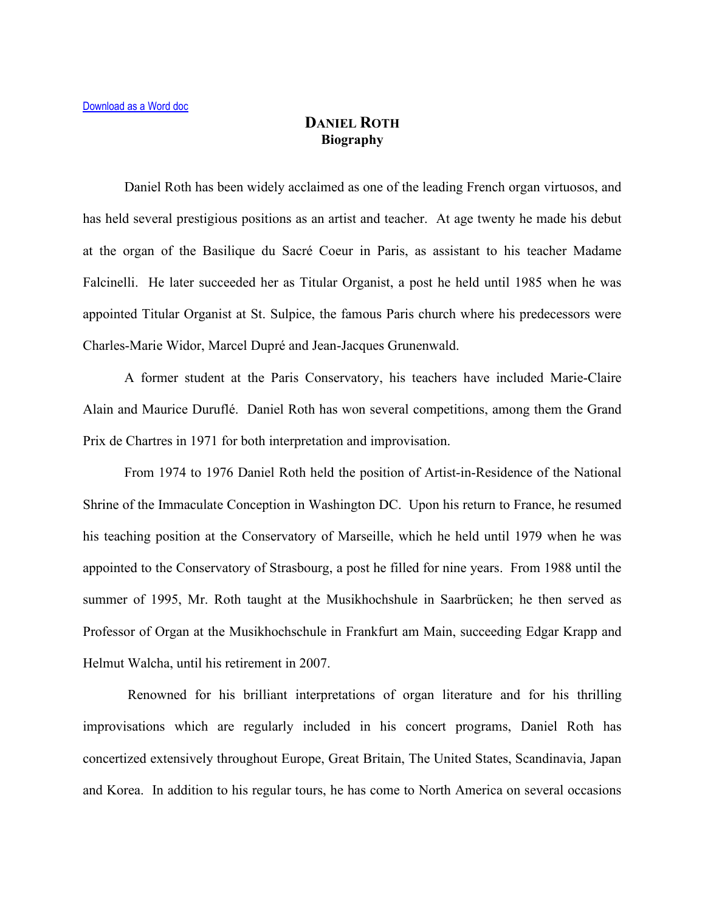[Download as a Word doc]

# DANIEL ROTH
## Biography

Daniel Roth has been widely acclaimed as one of the leading French organ virtuosos, and has held several prestigious positions as an artist and teacher. At age twenty he made his debut at the organ of the Basilique du Sacré Coeur in Paris, as assistant to his teacher Madame Falcinelli. He later succeeded her as Titular Organist, a post he held until 1985 when he was appointed Titular Organist at St. Sulpice, the famous Paris church where his predecessors were Charles-Marie Widor, Marcel Dupré and Jean-Jacques Grunenwald.

A former student at the Paris Conservatory, his teachers have included Marie-Claire Alain and Maurice Duruflé. Daniel Roth has won several competitions, among them the Grand Prix de Chartres in 1971 for both interpretation and improvisation.

From 1974 to 1976 Daniel Roth held the position of Artist-in-Residence of the National Shrine of the Immaculate Conception in Washington DC. Upon his return to France, he resumed his teaching position at the Conservatory of Marseille, which he held until 1979 when he was appointed to the Conservatory of Strasbourg, a post he filled for nine years. From 1988 until the summer of 1995, Mr. Roth taught at the Musikhochshule in Saarbrücken; he then served as Professor of Organ at the Musikhochschule in Frankfurt am Main, succeeding Edgar Krapp and Helmut Walcha, until his retirement in 2007.

Renowned for his brilliant interpretations of organ literature and for his thrilling improvisations which are regularly included in his concert programs, Daniel Roth has concertized extensively throughout Europe, Great Britain, The United States, Scandinavia, Japan and Korea. In addition to his regular tours, he has come to North America on several occasions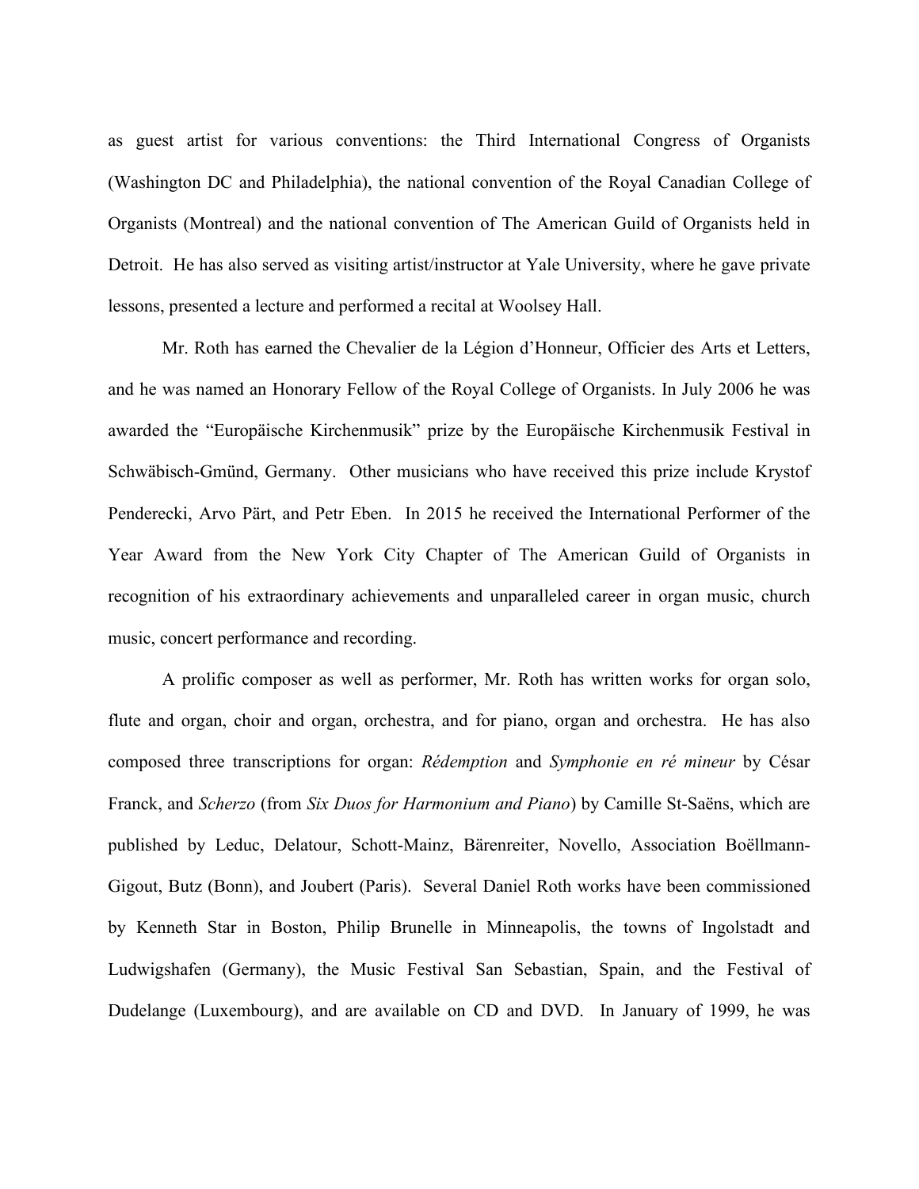as guest artist for various conventions: the Third International Congress of Organists (Washington DC and Philadelphia), the national convention of the Royal Canadian College of Organists (Montreal) and the national convention of The American Guild of Organists held in Detroit. He has also served as visiting artist/instructor at Yale University, where he gave private lessons, presented a lecture and performed a recital at Woolsey Hall.

Mr. Roth has earned the Chevalier de la Légion d'Honneur, Officier des Arts et Letters, and he was named an Honorary Fellow of the Royal College of Organists. In July 2006 he was awarded the "Europäische Kirchenmusik" prize by the Europäische Kirchenmusik Festival in Schwäbisch-Gmünd, Germany. Other musicians who have received this prize include Krystof Penderecki, Arvo Pärt, and Petr Eben. In 2015 he received the International Performer of the Year Award from the New York City Chapter of The American Guild of Organists in recognition of his extraordinary achievements and unparalleled career in organ music, church music, concert performance and recording.

A prolific composer as well as performer, Mr. Roth has written works for organ solo, flute and organ, choir and organ, orchestra, and for piano, organ and orchestra. He has also composed three transcriptions for organ: *Rédemption* and *Symphonie en ré mineur* by César Franck, and *Scherzo* (from *Six Duos for Harmonium and Piano*) by Camille St-Saëns, which are published by Leduc, Delatour, Schott-Mainz, Bärenreiter, Novello, Association Boëllmann-Gigout, Butz (Bonn), and Joubert (Paris). Several Daniel Roth works have been commissioned by Kenneth Star in Boston, Philip Brunelle in Minneapolis, the towns of Ingolstadt and Ludwigshafen (Germany), the Music Festival San Sebastian, Spain, and the Festival of Dudelange (Luxembourg), and are available on CD and DVD. In January of 1999, he was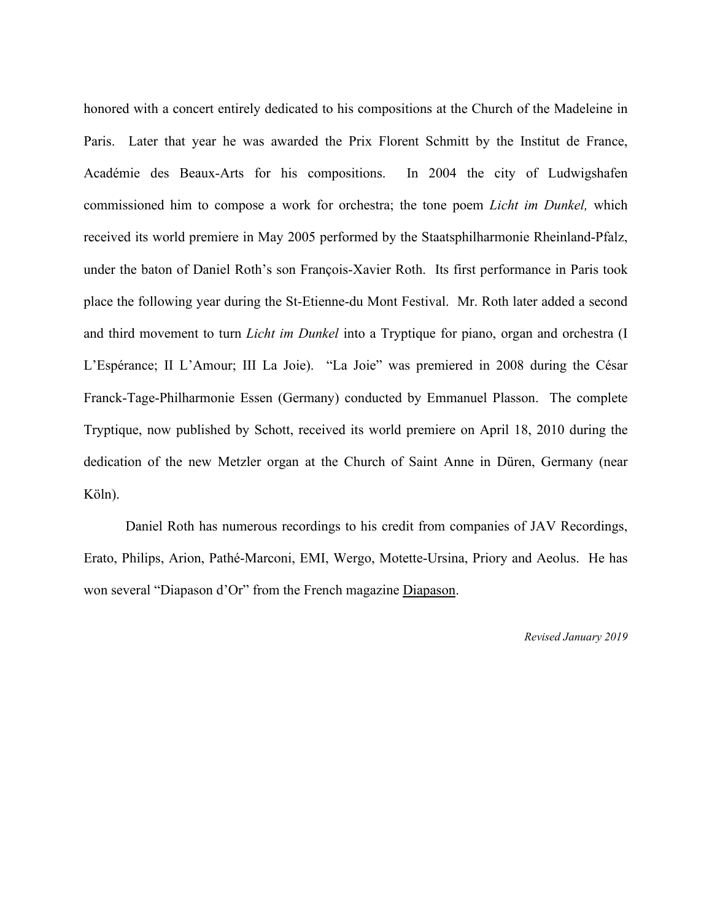honored with a concert entirely dedicated to his compositions at the Church of the Madeleine in Paris. Later that year he was awarded the Prix Florent Schmitt by the Institut de France, Académie des Beaux-Arts for his compositions. In 2004 the city of Ludwigshafen commissioned him to compose a work for orchestra; the tone poem *Licht im Dunkel,* which received its world premiere in May 2005 performed by the Staatsphilharmonie Rheinland-Pfalz, under the baton of Daniel Roth's son François-Xavier Roth. Its first performance in Paris took place the following year during the St-Etienne-du Mont Festival. Mr. Roth later added a second and third movement to turn *Licht im Dunkel* into a Tryptique for piano, organ and orchestra (I L'Espérance; II L'Amour; III La Joie). "La Joie" was premiered in 2008 during the César Franck-Tage-Philharmonie Essen (Germany) conducted by Emmanuel Plasson. The complete Tryptique, now published by Schott, received its world premiere on April 18, 2010 during the dedication of the new Metzler organ at the Church of Saint Anne in Düren, Germany (near Köln).

Daniel Roth has numerous recordings to his credit from companies of JAV Recordings, Erato, Philips, Arion, Pathé-Marconi, EMI, Wergo, Motette-Ursina, Priory and Aeolus. He has won several "Diapason d'Or" from the French magazine <u>Diapason</u>.

*Revised January 2019*